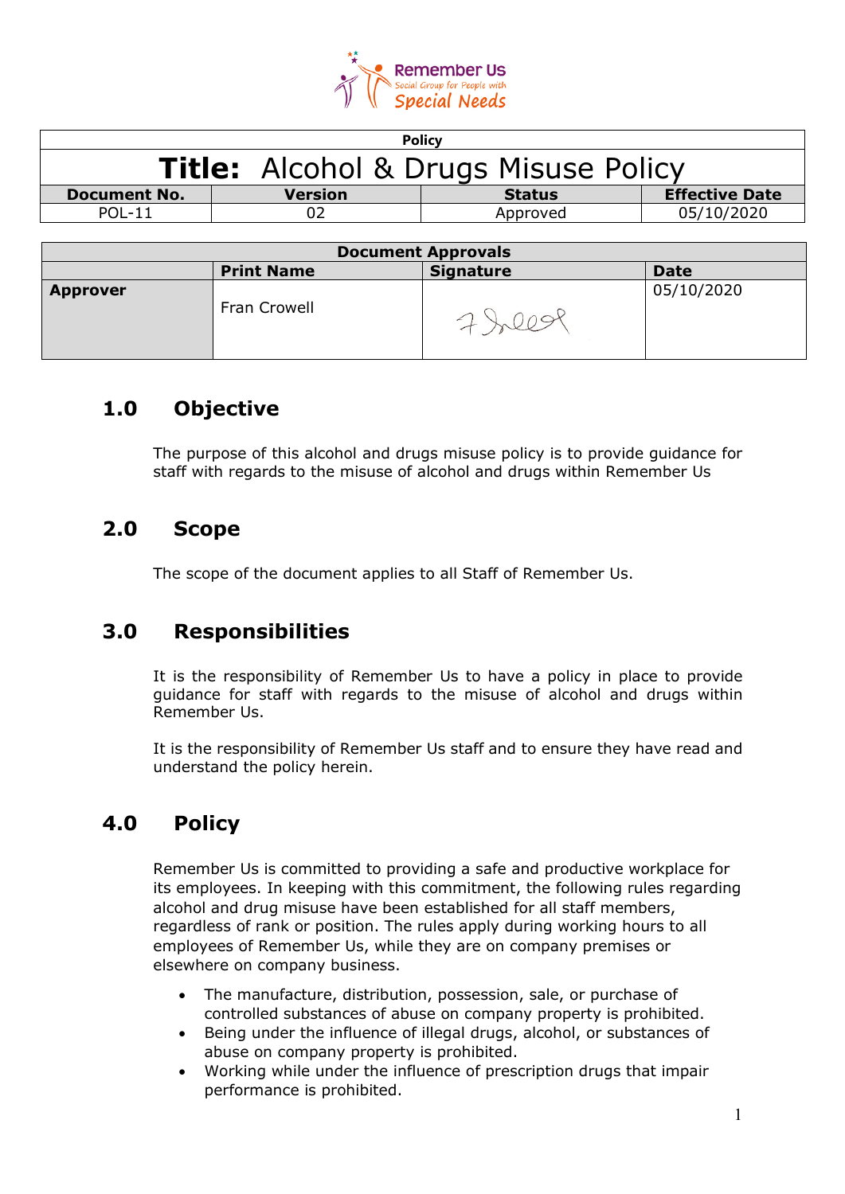Remember Us
Social Group for People with
Special Needs

| Policy | | | |
|---|---|---|---|
| **Title: Alcohol & Drugs Misuse Policy** | | | |
| **Document No.** | **Version** | **Status** | **Effective Date** |
| POL-11 | 02 | Approved | 05/10/2020 |

| Document Approvals | | | |
|---|---|---|---|
| | **Print Name** | **Signature** | **Date** |
| **Approver** | Fran Crowell | | 05/10/2020 |

## 1.0 Objective

The purpose of this alcohol and drugs misuse policy is to provide guidance for staff with regards to the misuse of alcohol and drugs within Remember Us

## 2.0 Scope

The scope of the document applies to all Staff of Remember Us.

## 3.0 Responsibilities

It is the responsibility of Remember Us to have a policy in place to provide guidance for staff with regards to the misuse of alcohol and drugs within Remember Us.

It is the responsibility of Remember Us staff and to ensure they have read and understand the policy herein.

## 4.0 Policy

Remember Us is committed to providing a safe and productive workplace for its employees. In keeping with this commitment, the following rules regarding alcohol and drug misuse have been established for all staff members, regardless of rank or position. The rules apply during working hours to all employees of Remember Us, while they are on company premises or elsewhere on company business.

- The manufacture, distribution, possession, sale, or purchase of controlled substances of abuse on company property is prohibited.
- Being under the influence of illegal drugs, alcohol, or substances of abuse on company property is prohibited.
- Working while under the influence of prescription drugs that impair performance is prohibited.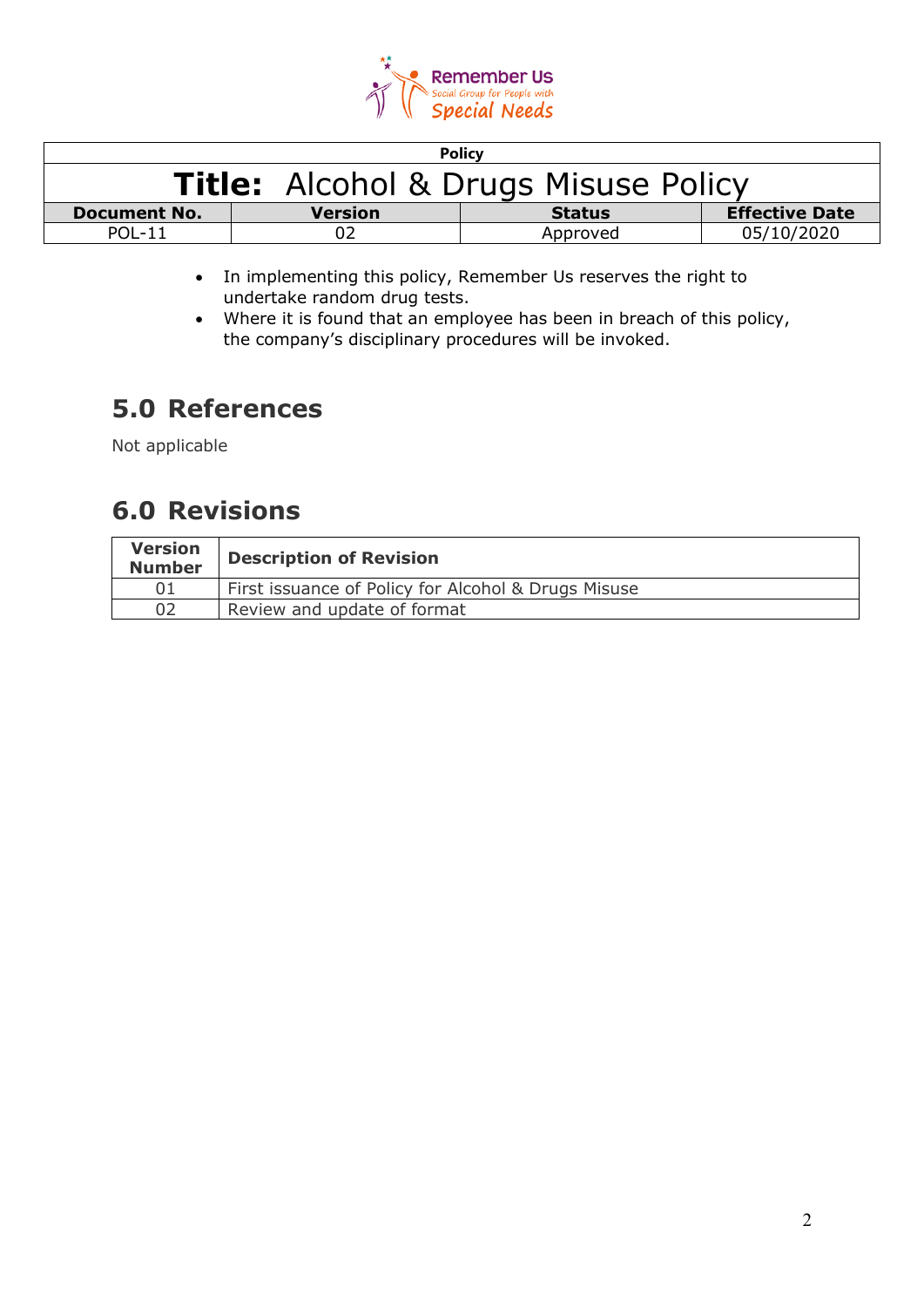| Policy | | | |
|---|---|---|---|
| **Title:** Alcohol & Drugs Misuse Policy | | | |
| **Document No.** | **Version** | **Status** | **Effective Date** |
| POL-11 | 02 | Approved | 05/10/2020 |

- In implementing this policy, Remember Us reserves the right to undertake random drug tests.
- Where it is found that an employee has been in breach of this policy, the company's disciplinary procedures will be invoked.

## 5.0 References

Not applicable

## 6.0 Revisions

| Version Number | Description of Revision |
|---|---|
| 01 | First issuance of Policy for Alcohol & Drugs Misuse |
| 02 | Review and update of format |